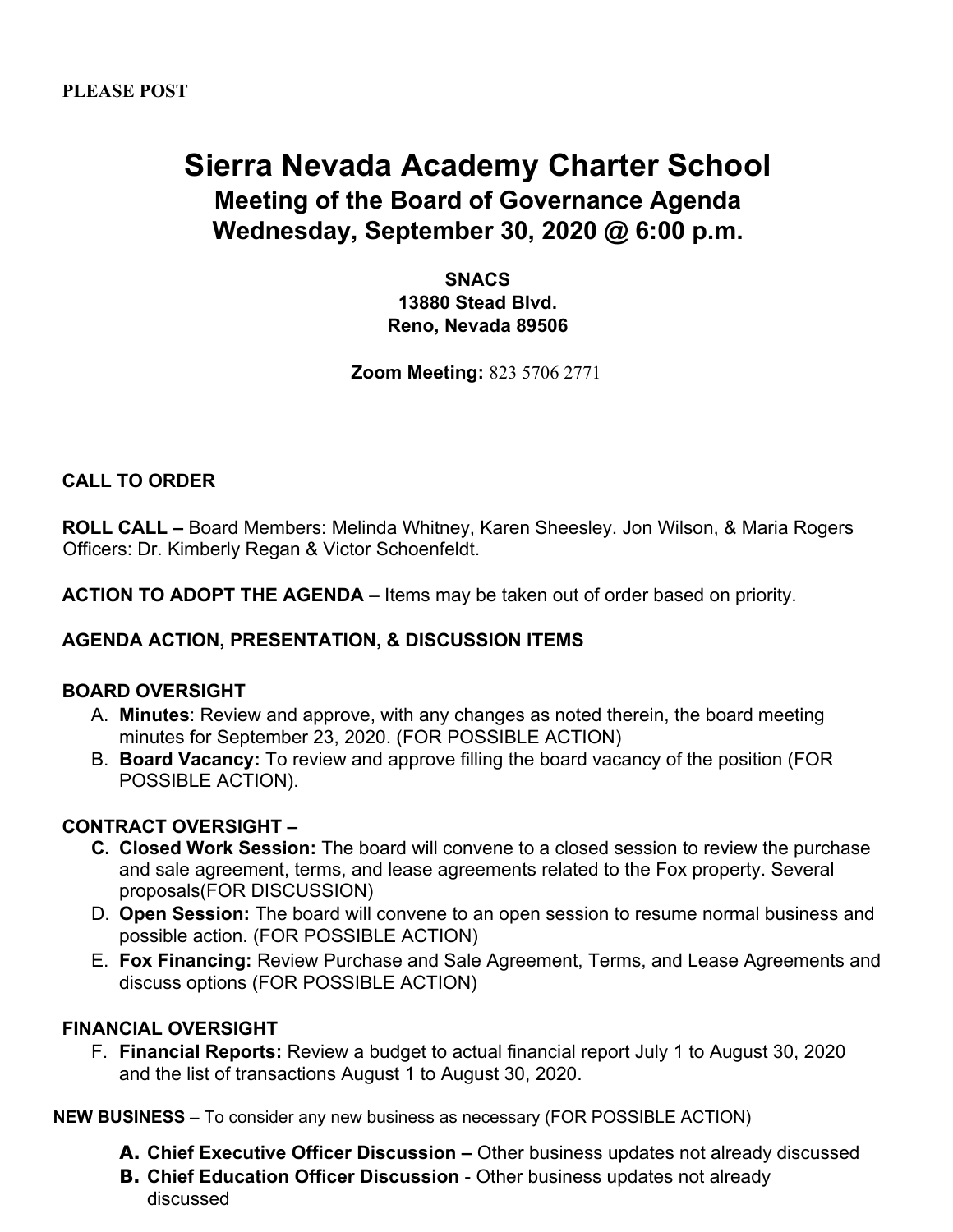**PLEASE POST**

# Sierra Nevada Academy Charter School

## Meeting of the Board of Governance Agenda

## Wednesday, September 30, 2020 @ 6:00 p.m.

**SNACS**
**13880 Stead Blvd.**
**Reno, Nevada 89506**

**Zoom Meeting:** 823 5706 2771

**CALL TO ORDER**

**ROLL CALL –** Board Members: Melinda Whitney, Karen Sheesley. Jon Wilson, & Maria Rogers Officers: Dr. Kimberly Regan & Victor Schoenfeldt.

**ACTION TO ADOPT THE AGENDA** – Items may be taken out of order based on priority.

**AGENDA ACTION, PRESENTATION, & DISCUSSION ITEMS**

**BOARD OVERSIGHT**

A. **Minutes**: Review and approve, with any changes as noted therein, the board meeting minutes for September 23, 2020. (FOR POSSIBLE ACTION)
B. **Board Vacancy:** To review and approve filling the board vacancy of the position (FOR POSSIBLE ACTION).

**CONTRACT OVERSIGHT –**

C. **Closed Work Session:** The board will convene to a closed session to review the purchase and sale agreement, terms, and lease agreements related to the Fox property. Several proposals(FOR DISCUSSION)
D. **Open Session:** The board will convene to an open session to resume normal business and possible action. (FOR POSSIBLE ACTION)
E. **Fox Financing:** Review Purchase and Sale Agreement, Terms, and Lease Agreements and discuss options (FOR POSSIBLE ACTION)

**FINANCIAL OVERSIGHT**

F. **Financial Reports:** Review a budget to actual financial report July 1 to August 30, 2020 and the list of transactions August 1 to August 30, 2020.

**NEW BUSINESS** – To consider any new business as necessary (FOR POSSIBLE ACTION)

A. **Chief Executive Officer Discussion –** Other business updates not already discussed
B. **Chief Education Officer Discussion** - Other business updates not already discussed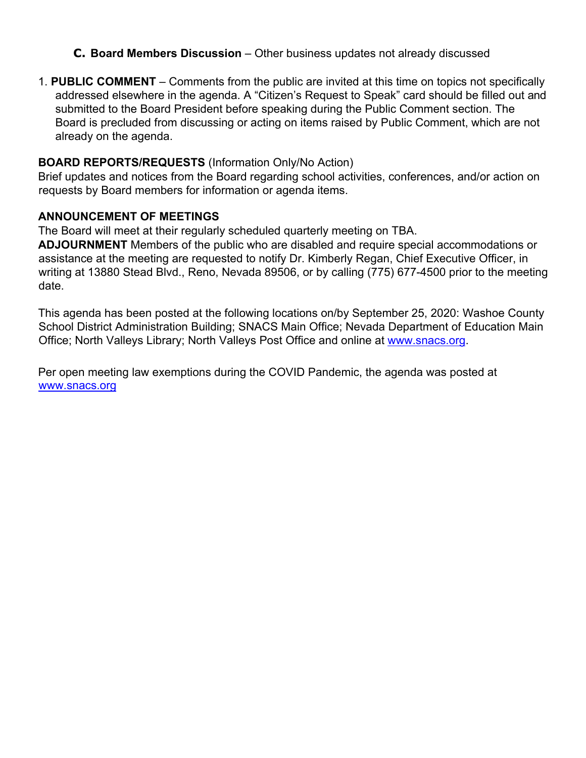C. **Board Members Discussion** – Other business updates not already discussed

1. **PUBLIC COMMENT** – Comments from the public are invited at this time on topics not specifically addressed elsewhere in the agenda. A "Citizen's Request to Speak" card should be filled out and submitted to the Board President before speaking during the Public Comment section. The Board is precluded from discussing or acting on items raised by Public Comment, which are not already on the agenda.

**BOARD REPORTS/REQUESTS** (Information Only/No Action)
Brief updates and notices from the Board regarding school activities, conferences, and/or action on requests by Board members for information or agenda items.

**ANNOUNCEMENT OF MEETINGS**
The Board will meet at their regularly scheduled quarterly meeting on TBA.
**ADJOURNMENT** Members of the public who are disabled and require special accommodations or assistance at the meeting are requested to notify Dr. Kimberly Regan, Chief Executive Officer, in writing at 13880 Stead Blvd., Reno, Nevada 89506, or by calling (775) 677-4500 prior to the meeting date.

This agenda has been posted at the following locations on/by September 25, 2020: Washoe County School District Administration Building; SNACS Main Office; Nevada Department of Education Main Office; North Valleys Library; North Valleys Post Office and online at www.snacs.org.

Per open meeting law exemptions during the COVID Pandemic, the agenda was posted at www.snacs.org